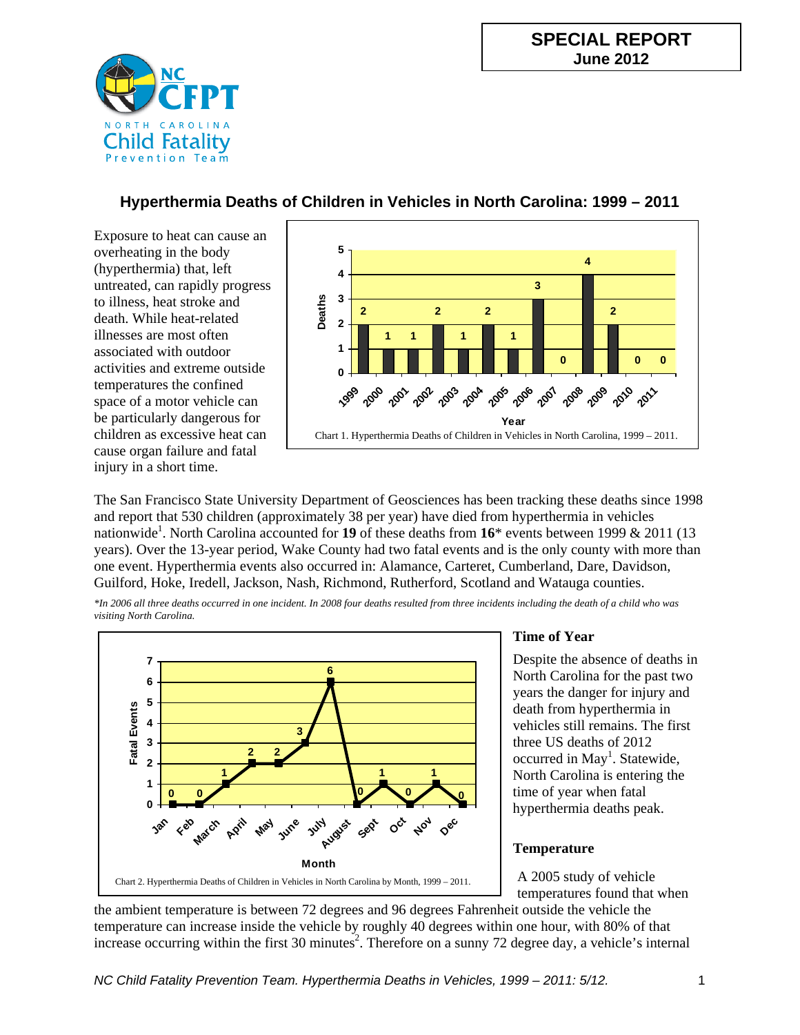**SPECIAL REPORT**
**June 2012**

NC CFPT
NORTH CAROLINA
Child Fatality
Prevention Team

## Hyperthermia Deaths of Children in Vehicles in North Carolina: 1999 – 2011

Exposure to heat can cause an overheating in the body (hyperthermia) that, left untreated, can rapidly progress to illness, heat stroke and death. While heat-related illnesses are most often associated with outdoor activities and extreme outside temperatures the confined space of a motor vehicle can be particularly dangerous for children as excessive heat can cause organ failure and fatal injury in a short time.

| Year | Deaths |
|---|---|
| 1999 | 2 |
| 2000 | 1 |
| 2001 | 1 |
| 2002 | 2 |
| 2003 | 1 |
| 2004 | 2 |
| 2005 | 1 |
| 2006 | 3 |
| 2007 | 0 |
| 2008 | 4 |
| 2009 | 2 |
| 2010 | 0 |
| 2011 | 0 |

Chart 1. Hyperthermia Deaths of Children in Vehicles in North Carolina, 1999 – 2011.

The San Francisco State University Department of Geosciences has been tracking these deaths since 1998 and report that 530 children (approximately 38 per year) have died from hyperthermia in vehicles nationwide[1]. North Carolina accounted for **19** of these deaths from **16**\* events between 1999 & 2011 (13 years). Over the 13-year period, Wake County had two fatal events and is the only county with more than one event. Hyperthermia events also occurred in: Alamance, Carteret, Cumberland, Dare, Davidson, Guilford, Hoke, Iredell, Jackson, Nash, Richmond, Rutherford, Scotland and Watauga counties.

*\*In 2006 all three deaths occurred in one incident. In 2008 four deaths resulted from three incidents including the death of a child who was visiting North Carolina.*

| Month | Fatal Events |
|---|---|
| Jan | 0 |
| Feb | 0 |
| March | 1 |
| April | 2 |
| May | 2 |
| June | 3 |
| July | 6 |
| August | 0 |
| Sept | 1 |
| Oct | 0 |
| Nov | 1 |
| Dec | 0 |

Chart 2. Hyperthermia Deaths of Children in Vehicles in North Carolina by Month, 1999 – 2011.

### Time of Year

Despite the absence of deaths in North Carolina for the past two years the danger for injury and death from hyperthermia in vehicles still remains. The first three US deaths of 2012 occurred in May[1]. Statewide, North Carolina is entering the time of year when fatal hyperthermia deaths peak.

### Temperature

A 2005 study of vehicle temperatures found that when the ambient temperature is between 72 degrees and 96 degrees Fahrenheit outside the vehicle the temperature can increase inside the vehicle by roughly 40 degrees within one hour, with 80% of that increase occurring within the first 30 minutes[2]. Therefore on a sunny 72 degree day, a vehicle's internal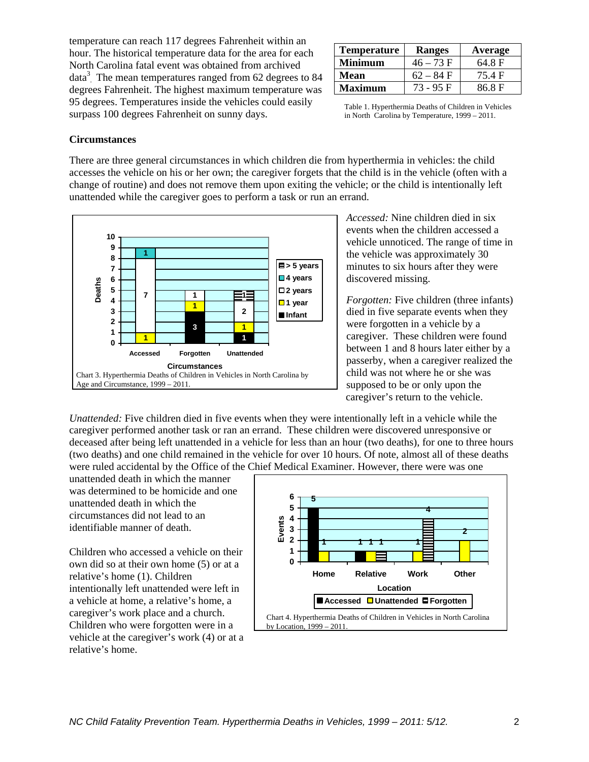temperature can reach 117 degrees Fahrenheit within an hour. The historical temperature data for the area for each North Carolina fatal event was obtained from archived data[3]. The mean temperatures ranged from 62 degrees to 84 degrees Fahrenheit. The highest maximum temperature was 95 degrees. Temperatures inside the vehicles could easily surpass 100 degrees Fahrenheit on sunny days.

| Temperature | Ranges | Average |
|---|---|---|
| Minimum | 46 – 73 F | 64.8 F |
| Mean | 62 – 84 F | 75.4 F |
| Maximum | 73 - 95 F | 86.8 F |

Table 1. Hyperthermia Deaths of Children in Vehicles in North Carolina by Temperature, 1999 – 2011.

### Circumstances

There are three general circumstances in which children die from hyperthermia in vehicles: the child accesses the vehicle on his or her own; the caregiver forgets that the child is in the vehicle (often with a change of routine) and does not remove them upon exiting the vehicle; or the child is intentionally left unattended while the caregiver goes to perform a task or run an errand.

Chart 3. Hyperthermia Deaths of Children in Vehicles in North Carolina by Age and Circumstance, 1999 – 2011.

*Accessed:* Nine children died in six events when the children accessed a vehicle unnoticed. The range of time in the vehicle was approximately 30 minutes to six hours after they were discovered missing.

*Forgotten:* Five children (three infants) died in five separate events when they were forgotten in a vehicle by a caregiver. These children were found between 1 and 8 hours later either by a passerby, when a caregiver realized the child was not where he or she was supposed to be or only upon the caregiver's return to the vehicle.

*Unattended:* Five children died in five events when they were intentionally left in a vehicle while the caregiver performed another task or ran an errand. These children were discovered unresponsive or deceased after being left unattended in a vehicle for less than an hour (two deaths), for one to three hours (two deaths) and one child remained in the vehicle for over 10 hours. Of note, almost all of these deaths were ruled accidental by the Office of the Chief Medical Examiner. However, there were was one unattended death in which the manner was determined to be homicide and one unattended death in which the circumstances did not lead to an identifiable manner of death.

Children who accessed a vehicle on their own did so at their own home (5) or at a relative's home (1). Children intentionally left unattended were left in a vehicle at home, a relative's home, a caregiver's work place and a church. Children who were forgotten were in a vehicle at the caregiver's work (4) or at a relative's home.

Chart 4. Hyperthermia Deaths of Children in Vehicles in North Carolina by Location, 1999 – 2011.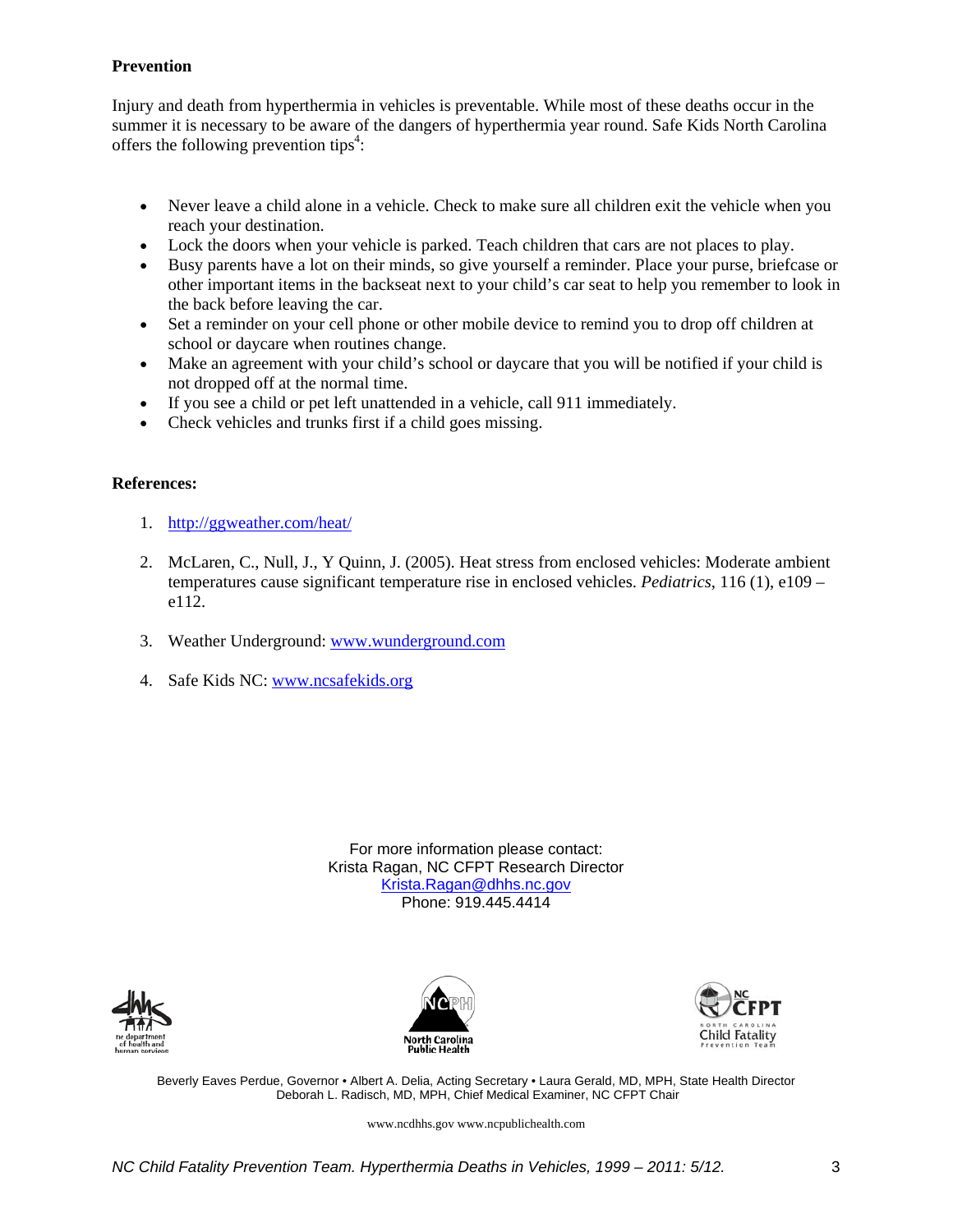**Prevention**

Injury and death from hyperthermia in vehicles is preventable. While most of these deaths occur in the summer it is necessary to be aware of the dangers of hyperthermia year round. Safe Kids North Carolina offers the following prevention tips[4]:

- Never leave a child alone in a vehicle. Check to make sure all children exit the vehicle when you reach your destination.
- Lock the doors when your vehicle is parked. Teach children that cars are not places to play.
- Busy parents have a lot on their minds, so give yourself a reminder. Place your purse, briefcase or other important items in the backseat next to your child's car seat to help you remember to look in the back before leaving the car.
- Set a reminder on your cell phone or other mobile device to remind you to drop off children at school or daycare when routines change.
- Make an agreement with your child's school or daycare that you will be notified if your child is not dropped off at the normal time.
- If you see a child or pet left unattended in a vehicle, call 911 immediately.
- Check vehicles and trunks first if a child goes missing.

**References:**

1. http://ggweather.com/heat/
2. McLaren, C., Null, J., Y Quinn, J. (2005). Heat stress from enclosed vehicles: Moderate ambient temperatures cause significant temperature rise in enclosed vehicles. *Pediatrics*, 116 (1), e109 – e112.
3. Weather Underground: www.wunderground.com
4. Safe Kids NC: www.ncsafekids.org

For more information please contact:
Krista Ragan, NC CFPT Research Director
Krista.Ragan@dhhs.nc.gov
Phone: 919.445.4414

Beverly Eaves Perdue, Governor • Albert A. Delia, Acting Secretary • Laura Gerald, MD, MPH, State Health Director
Deborah L. Radisch, MD, MPH, Chief Medical Examiner, NC CFPT Chair

www.ncdhhs.gov www.ncpublichealth.com